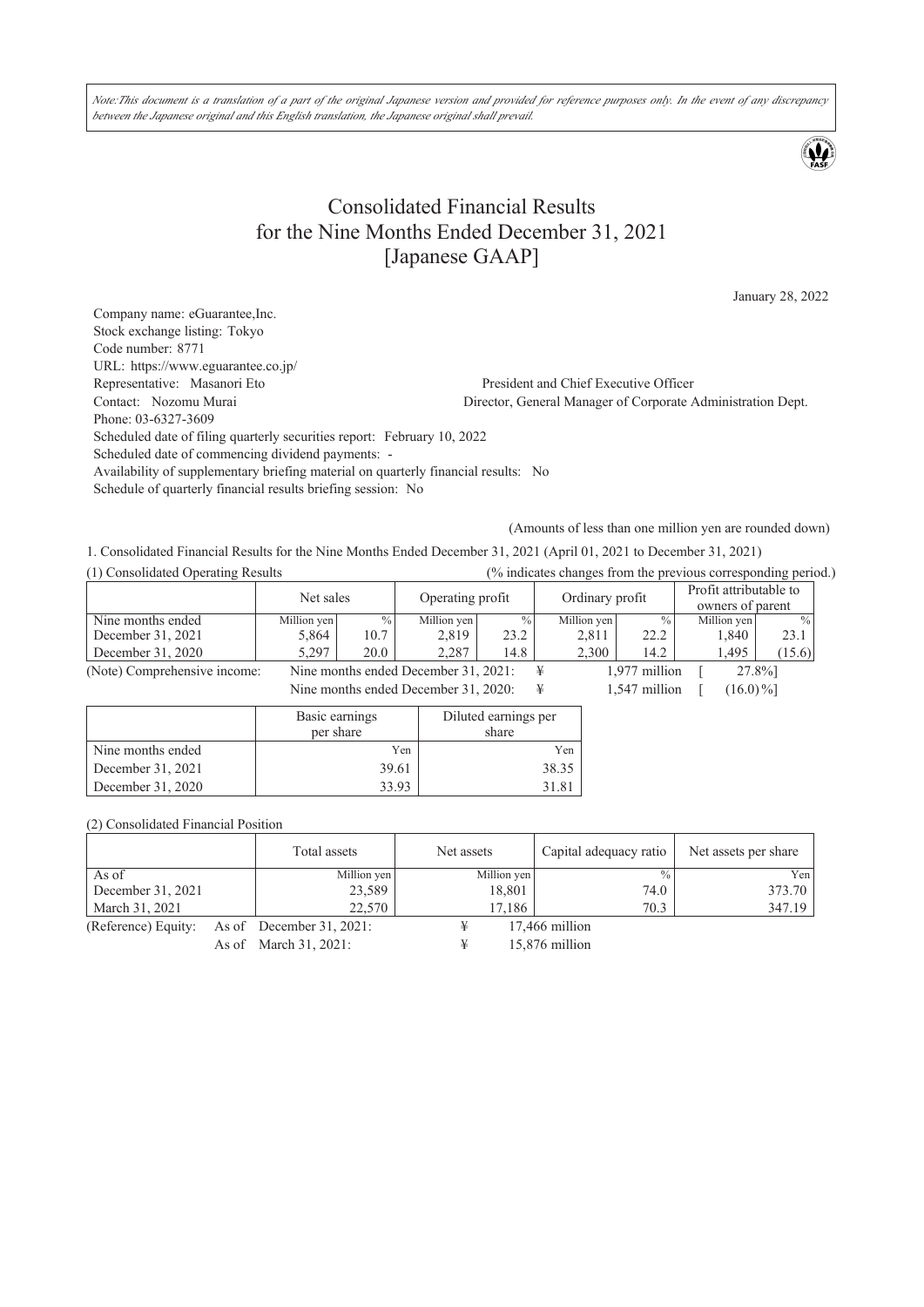*Note:This document is a translation of a part of the original Japanese version and provided for reference purposes only. In the event of any discrepancy between the Japanese original and this English translation, the Japanese original shall prevail.*

# Consolidated Financial Results for the Nine Months Ended December 31, 2021 [Japanese GAAP]

January 28, 2022

Company name: eGuarantee,Inc.
Stock exchange listing: Tokyo
Code number: 8771
URL: https://www.eguarantee.co.jp/
Representative: Masanori Eto President and Chief Executive Officer
Contact: Nozomu Murai Director, General Manager of Corporate Administration Dept.
Phone: 03-6327-3609
Scheduled date of filing quarterly securities report: February 10, 2022
Scheduled date of commencing dividend payments: -
Availability of supplementary briefing material on quarterly financial results: No
Schedule of quarterly financial results briefing session: No

(Amounts of less than one million yen are rounded down)

1. Consolidated Financial Results for the Nine Months Ended December 31, 2021 (April 01, 2021 to December 31, 2021)

(1) Consolidated Operating Results (% indicates changes from the previous corresponding period.)

| | Net sales | | Operating profit | | Ordinary profit | | Profit attributable to owners of parent | |
|---|---|---|---|---|---|---|---|---|
| Nine months ended | Million yen | % | Million yen | % | Million yen | % | Million yen | % |
| December 31, 2021 | 5,864 | 10.7 | 2,819 | 23.2 | 2,811 | 22.2 | 1,840 | 23.1 |
| December 31, 2020 | 5,297 | 20.0 | 2,287 | 14.8 | 2,300 | 14.2 | 1,495 | (15.6) |

(Note) Comprehensive income: Nine months ended December 31, 2021: ¥ 1,977 million [ 27.8%]
Nine months ended December 31, 2020: ¥ 1,547 million [ (16.0)%]

| | Basic earnings per share | Diluted earnings per share |
|---|---|---|
| Nine months ended | Yen | Yen |
| December 31, 2021 | 39.61 | 38.35 |
| December 31, 2020 | 33.93 | 31.81 |

(2) Consolidated Financial Position

| | Total assets | Net assets | Capital adequacy ratio | Net assets per share |
|---|---|---|---|---|
| As of | Million yen | Million yen | % | Yen |
| December 31, 2021 | 23,589 | 18,801 | 74.0 | 373.70 |
| March 31, 2021 | 22,570 | 17,186 | 70.3 | 347.19 |

(Reference) Equity: As of December 31, 2021: ¥ 17,466 million
As of March 31, 2021: ¥ 15,876 million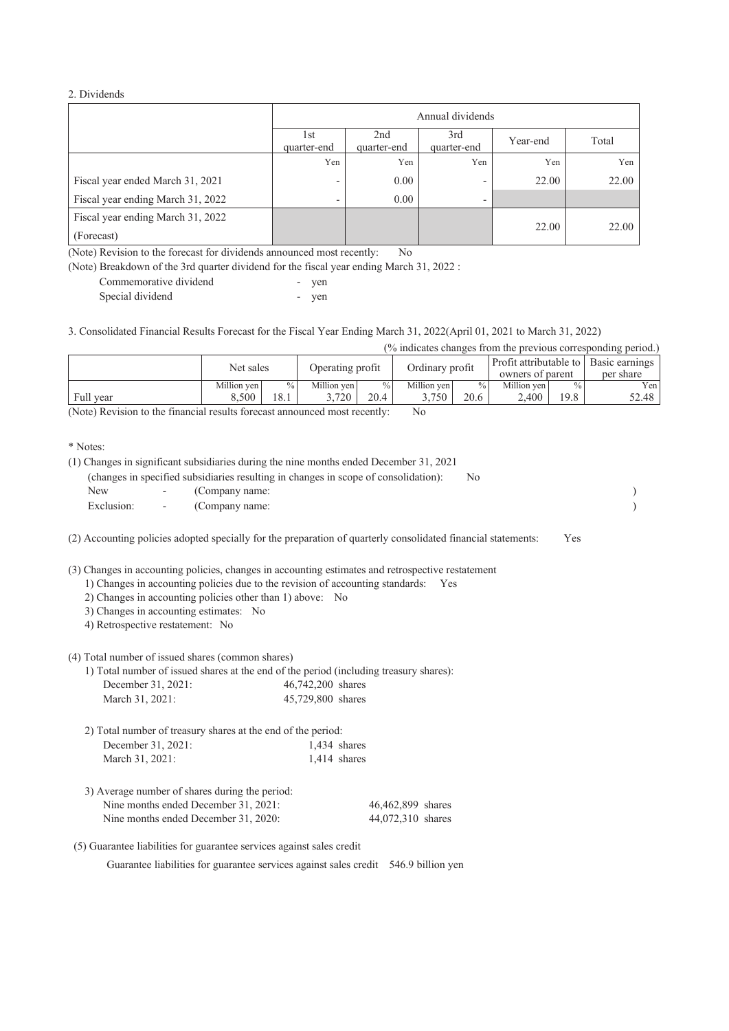2. Dividends

| | Annual dividends | | | | |
|---|---|---|---|---|---|
| | 1st quarter-end | 2nd quarter-end | 3rd quarter-end | Year-end | Total |
| | Yen | Yen | Yen | Yen | Yen |
| Fiscal year ended March 31, 2021 | - | 0.00 | - | 22.00 | 22.00 |
| Fiscal year ending March 31, 2022 | - | 0.00 | - | | |
| Fiscal year ending March 31, 2022 (Forecast) | | | | 22.00 | 22.00 |

(Note) Revision to the forecast for dividends announced most recently: No

(Note) Breakdown of the 3rd quarter dividend for the fiscal year ending March 31, 2022 :

Commemorative dividend - yen

Special dividend - yen

3. Consolidated Financial Results Forecast for the Fiscal Year Ending March 31, 2022(April 01, 2021 to March 31, 2022)

(% indicates changes from the previous corresponding period.)

| | Net sales | | Operating profit | | Ordinary profit | | Profit attributable to owners of parent | | Basic earnings per share |
|---|---|---|---|---|---|---|---|---|---|
| | Million yen | % | Million yen | % | Million yen | % | Million yen | % | Yen |
| Full year | 8,500 | 18.1 | 3,720 | 20.4 | 3,750 | 20.6 | 2,400 | 19.8 | 52.48 |

(Note) Revision to the financial results forecast announced most recently: No

\* Notes:

(1) Changes in significant subsidiaries during the nine months ended December 31, 2021
(changes in specified subsidiaries resulting in changes in scope of consolidation): No

New - (Company name: )

Exclusion: - (Company name: )

(2) Accounting policies adopted specially for the preparation of quarterly consolidated financial statements: Yes

(3) Changes in accounting policies, changes in accounting estimates and retrospective restatement

1) Changes in accounting policies due to the revision of accounting standards: Yes

2) Changes in accounting policies other than 1) above: No

3) Changes in accounting estimates: No

4) Retrospective restatement: No

(4) Total number of issued shares (common shares)

1) Total number of issued shares at the end of the period (including treasury shares):

December 31, 2021: 46,742,200 shares

March 31, 2021: 45,729,800 shares

2) Total number of treasury shares at the end of the period:

December 31, 2021: 1,434 shares

March 31, 2021: 1,414 shares

3) Average number of shares during the period:

Nine months ended December 31, 2021: 46,462,899 shares

Nine months ended December 31, 2020: 44,072,310 shares

(5) Guarantee liabilities for guarantee services against sales credit

Guarantee liabilities for guarantee services against sales credit 546.9 billion yen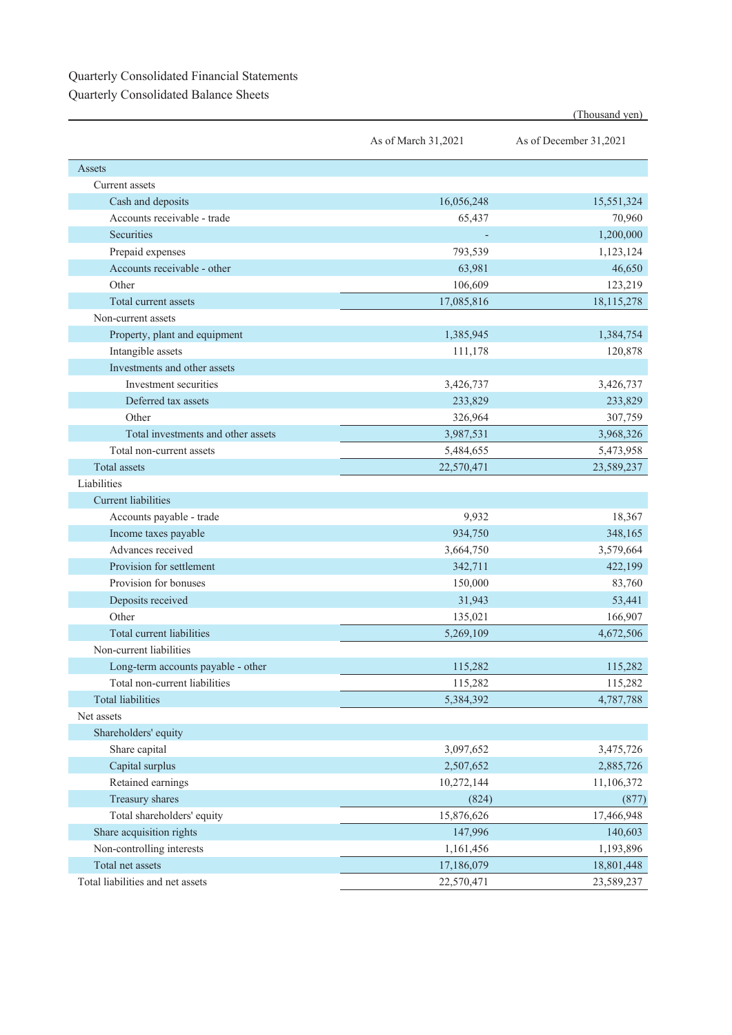# Quarterly Consolidated Financial Statements

## Quarterly Consolidated Balance Sheets

(Thousand yen)

| | As of March 31,2021 | As of December 31,2021 |
|---|---|---|
| Assets | | |
| Current assets | | |
| Cash and deposits | 16,056,248 | 15,551,324 |
| Accounts receivable - trade | 65,437 | 70,960 |
| Securities | - | 1,200,000 |
| Prepaid expenses | 793,539 | 1,123,124 |
| Accounts receivable - other | 63,981 | 46,650 |
| Other | 106,609 | 123,219 |
| Total current assets | 17,085,816 | 18,115,278 |
| Non-current assets | | |
| Property, plant and equipment | 1,385,945 | 1,384,754 |
| Intangible assets | 111,178 | 120,878 |
| Investments and other assets | | |
| Investment securities | 3,426,737 | 3,426,737 |
| Deferred tax assets | 233,829 | 233,829 |
| Other | 326,964 | 307,759 |
| Total investments and other assets | 3,987,531 | 3,968,326 |
| Total non-current assets | 5,484,655 | 5,473,958 |
| Total assets | 22,570,471 | 23,589,237 |
| Liabilities | | |
| Current liabilities | | |
| Accounts payable - trade | 9,932 | 18,367 |
| Income taxes payable | 934,750 | 348,165 |
| Advances received | 3,664,750 | 3,579,664 |
| Provision for settlement | 342,711 | 422,199 |
| Provision for bonuses | 150,000 | 83,760 |
| Deposits received | 31,943 | 53,441 |
| Other | 135,021 | 166,907 |
| Total current liabilities | 5,269,109 | 4,672,506 |
| Non-current liabilities | | |
| Long-term accounts payable - other | 115,282 | 115,282 |
| Total non-current liabilities | 115,282 | 115,282 |
| Total liabilities | 5,384,392 | 4,787,788 |
| Net assets | | |
| Shareholders' equity | | |
| Share capital | 3,097,652 | 3,475,726 |
| Capital surplus | 2,507,652 | 2,885,726 |
| Retained earnings | 10,272,144 | 11,106,372 |
| Treasury shares | (824) | (877) |
| Total shareholders' equity | 15,876,626 | 17,466,948 |
| Share acquisition rights | 147,996 | 140,603 |
| Non-controlling interests | 1,161,456 | 1,193,896 |
| Total net assets | 17,186,079 | 18,801,448 |
| Total liabilities and net assets | 22,570,471 | 23,589,237 |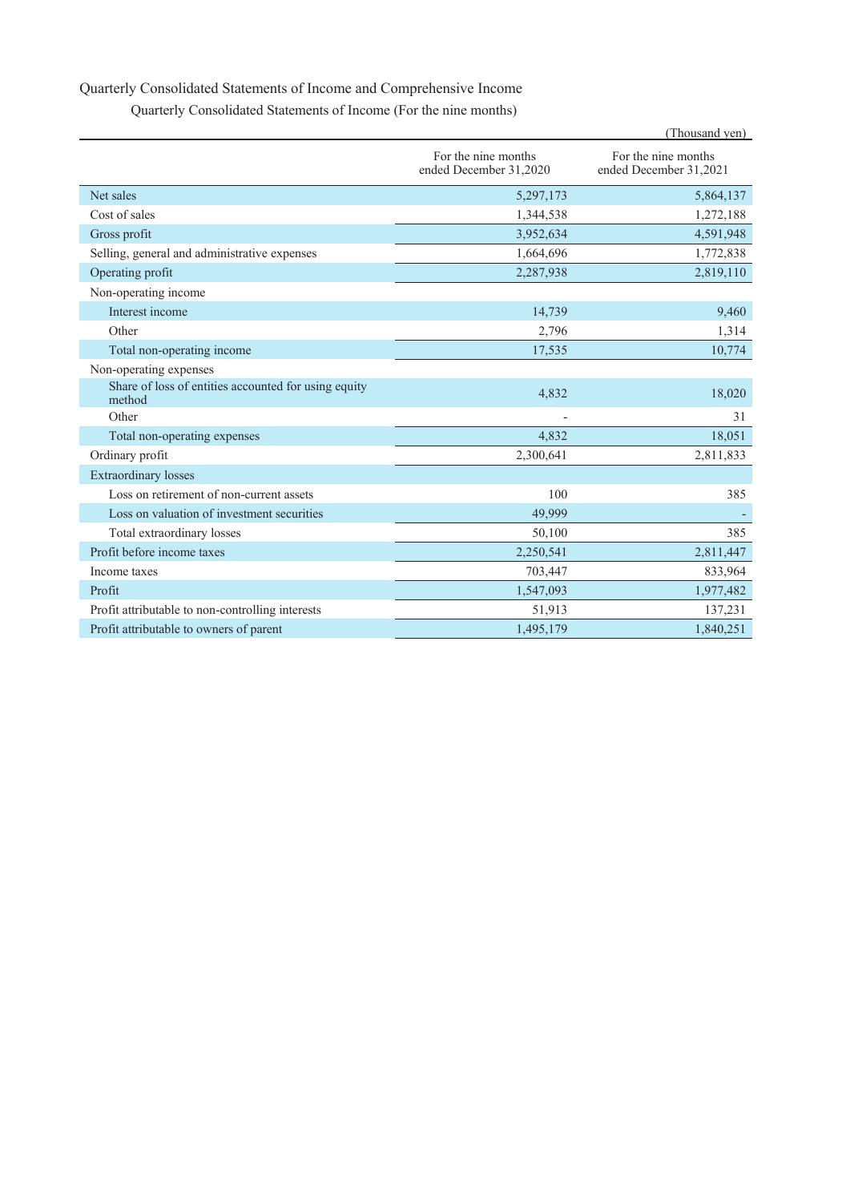## Quarterly Consolidated Statements of Income and Comprehensive Income

### Quarterly Consolidated Statements of Income (For the nine months)

(Thousand yen)

| | For the nine months ended December 31,2020 | For the nine months ended December 31,2021 |
|---|---|---|
| Net sales | 5,297,173 | 5,864,137 |
| Cost of sales | 1,344,538 | 1,272,188 |
| Gross profit | 3,952,634 | 4,591,948 |
| Selling, general and administrative expenses | 1,664,696 | 1,772,838 |
| Operating profit | 2,287,938 | 2,819,110 |
| Non-operating income | | |
| Interest income | 14,739 | 9,460 |
| Other | 2,796 | 1,314 |
| Total non-operating income | 17,535 | 10,774 |
| Non-operating expenses | | |
| Share of loss of entities accounted for using equity method | 4,832 | 18,020 |
| Other | - | 31 |
| Total non-operating expenses | 4,832 | 18,051 |
| Ordinary profit | 2,300,641 | 2,811,833 |
| Extraordinary losses | | |
| Loss on retirement of non-current assets | 100 | 385 |
| Loss on valuation of investment securities | 49,999 | - |
| Total extraordinary losses | 50,100 | 385 |
| Profit before income taxes | 2,250,541 | 2,811,447 |
| Income taxes | 703,447 | 833,964 |
| Profit | 1,547,093 | 1,977,482 |
| Profit attributable to non-controlling interests | 51,913 | 137,231 |
| Profit attributable to owners of parent | 1,495,179 | 1,840,251 |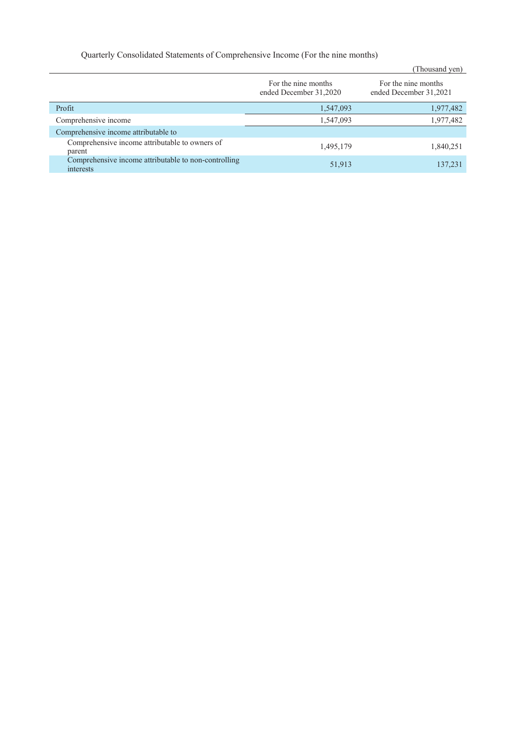Quarterly Consolidated Statements of Comprehensive Income (For the nine months)

(Thousand yen)

| | For the nine months ended December 31,2020 | For the nine months ended December 31,2021 |
|---|---|---|
| Profit | 1,547,093 | 1,977,482 |
| Comprehensive income | 1,547,093 | 1,977,482 |
| Comprehensive income attributable to | | |
| Comprehensive income attributable to owners of parent | 1,495,179 | 1,840,251 |
| Comprehensive income attributable to non-controlling interests | 51,913 | 137,231 |